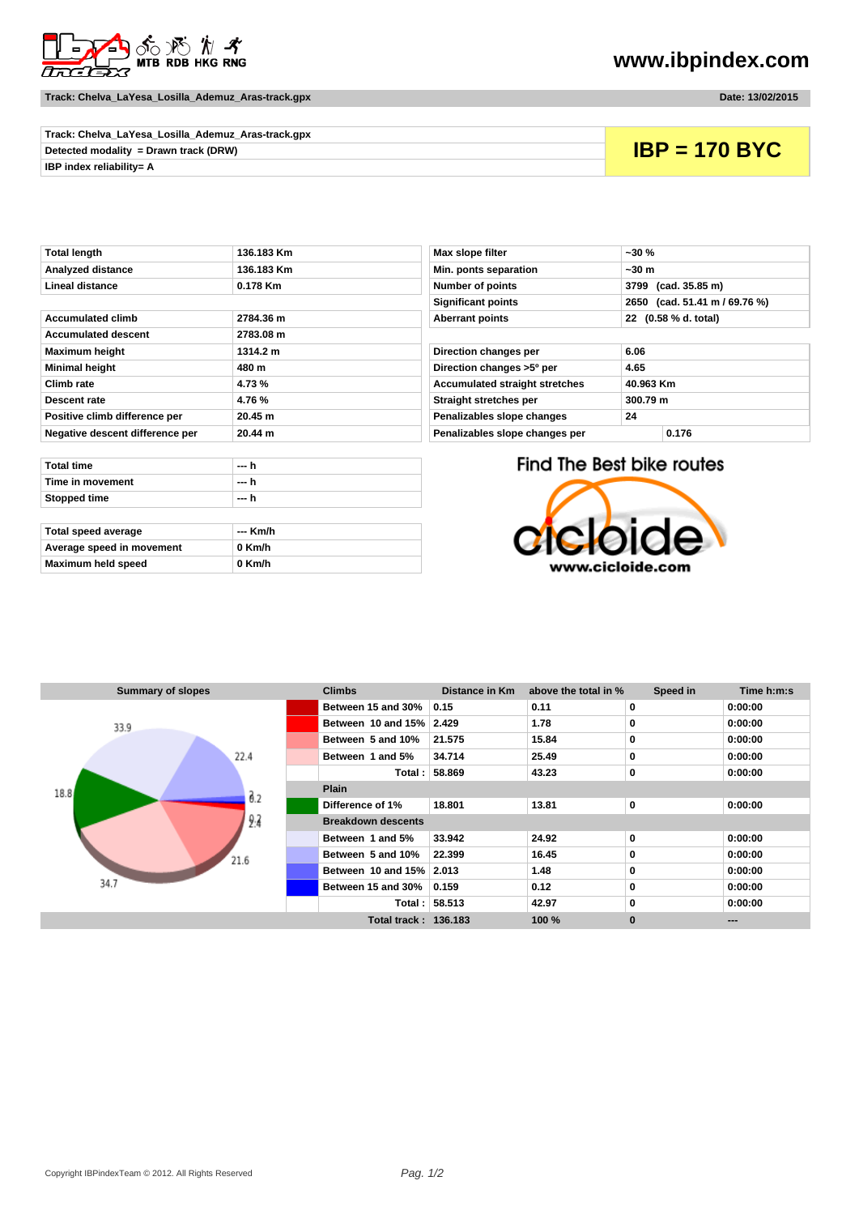www.ibpindex.com

**Track: Chelva_LaYesa_Losilla_Ademuz_Aras-track.gpx** — **Date: 13/02/2015**

| Track: Chelva_LaYesa_Losilla_Ademuz_Aras-track.gpx | |
|---|---|
| Detected modality = Drawn track (DRW) | **IBP = 170 BYC** |
| IBP index reliability= A | |

| | |
|---|---|
| Total length | 136.183 Km |
| Analyzed distance | 136.183 Km |
| Lineal distance | 0.178 Km |

| | |
|---|---|
| Accumulated climb | 2784.36 m |
| Accumulated descent | 2783.08 m |
| Maximum height | 1314.2 m |
| Minimal height | 480 m |
| Climb rate | 4.73 % |
| Descent rate | 4.76 % |
| Positive climb difference per | 20.45 m |
| Negative descent difference per | 20.44 m |

| | |
|---|---|
| Total time | --- h |
| Time in movement | --- h |
| Stopped time | --- h |

| | |
|---|---|
| Total speed average | --- Km/h |
| Average speed in movement | 0 Km/h |
| Maximum held speed | 0 Km/h |

| | |
|---|---|
| Max slope filter | ~30 % |
| Min. ponts separation | ~30 m |
| Number of points | 3799 (cad. 35.85 m) |
| Significant points | 2650 (cad. 51.41 m / 69.76 %) |
| Aberrant points | 22 (0.58 % d. total) |

| | |
|---|---|
| Direction changes per | 6.06 |
| Direction changes >5º per | 4.65 |
| Accumulated straight stretches | 40.963 Km |
| Straight stretches per | 300.79 m |
| Penalizables slope changes | 24 |
| Penalizables slope changes per | 0.176 |

Find The Best bike routes — cicloide — www.cicloide.com

**Summary of slopes**

| Climbs | Distance in Km | above the total in % | Speed in | Time h:m:s |
|---|---|---|---|---|
| Between 15 and 30% | 0.15 | 0.11 | 0 | 0:00:00 |
| Between 10 and 15% | 2.429 | 1.78 | 0 | 0:00:00 |
| Between 5 and 10% | 21.575 | 15.84 | 0 | 0:00:00 |
| Between 1 and 5% | 34.714 | 25.49 | 0 | 0:00:00 |
| Total : | 58.869 | 43.23 | 0 | 0:00:00 |
| **Plain** | | | | |
| Difference of 1% | 18.801 | 13.81 | 0 | 0:00:00 |
| **Breakdown descents** | | | | |
| Between 1 and 5% | 33.942 | 24.92 | 0 | 0:00:00 |
| Between 5 and 10% | 22.399 | 16.45 | 0 | 0:00:00 |
| Between 10 and 15% | 2.013 | 1.48 | 0 | 0:00:00 |
| Between 15 and 30% | 0.159 | 0.12 | 0 | 0:00:00 |
| Total : | 58.513 | 42.97 | 0 | 0:00:00 |
| **Total track :** | **136.183** | **100 %** | **0** | **---** |

Copyright IBPindexTeam © 2012. All Rights Reserved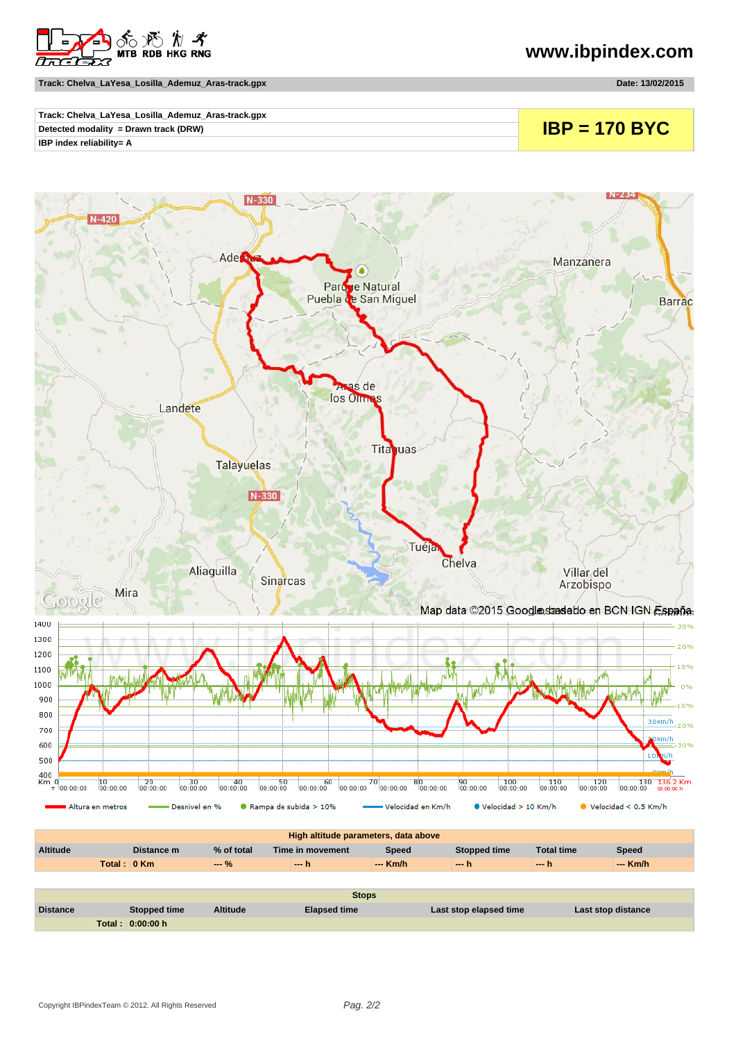www.ibpindex.com

Track: Chelva_LaYesa_Losilla_Ademuz_Aras-track.gpx | Date: 13/02/2015

| | |
|---|---|
| Track: Chelva_LaYesa_Losilla_Ademuz_Aras-track.gpx | **IBP = 170 BYC** |
| Detected modality = Drawn track (DRW) | |
| IBP index reliability= A | |

N-330
N-420
N-234
Ademuz
Parque Natural Puebla de San Miguel
Manzanera
Barrac
Aras de los Olmos
Landete
Titaguas
Talayuelas
N-330
Tuéjar
Chelva
Aliaguilla
Sinarcas
Villar del Arzobispo
Mira
Google
Map data ©2015 Google, basado en BCN IGN España

1400
1300
1200
1100
1000
900
800
700
600
500
400
Km 0
T 00:00:00
10
20
30
40
50
60
70
80
90
100
110
120
130
136.2 Km
00:00:00 h
30%
20%
10%
0%
-10%
-20%
-30%
30Km/h
20Km/h
10Km/h
0Km/h

Altura en metros
Desnivel en %
Rampa de subida > 10%
Velocidad en Km/h
Velocidad > 10 Km/h
Velocidad < 0.5 Km/h

| High altitude parameters, data above | | | | | | | |
|---|---|---|---|---|---|---|---|
| Altitude | Distance m | % of total | Time in movement | Speed | Stopped time | Total time | Speed |
| Total : | 0 Km | --- % | --- h | --- Km/h | --- h | --- h | --- Km/h |

| Stops | | | | | |
|---|---|---|---|---|---|
| Distance | Stopped time | Altitude | Elapsed time | Last stop elapsed time | Last stop distance |
| Total : | 0:00:00 h | | | | |

Copyright IBPindexTeam © 2012. All Rights Reserved